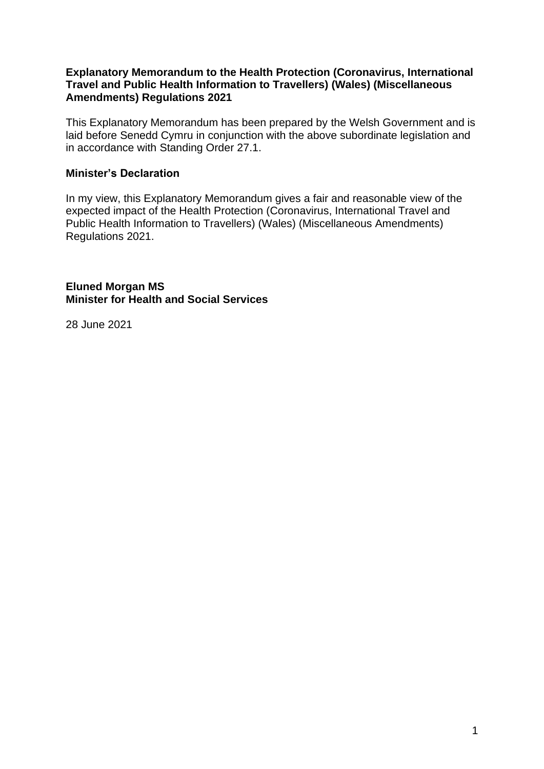**Explanatory Memorandum to the Health Protection (Coronavirus, International Travel and Public Health Information to Travellers) (Wales) (Miscellaneous Amendments) Regulations 2021**

This Explanatory Memorandum has been prepared by the Welsh Government and is laid before Senedd Cymru in conjunction with the above subordinate legislation and in accordance with Standing Order 27.1.

**Minister's Declaration**

In my view, this Explanatory Memorandum gives a fair and reasonable view of the expected impact of the Health Protection (Coronavirus, International Travel and Public Health Information to Travellers) (Wales) (Miscellaneous Amendments) Regulations 2021.

**Eluned Morgan MS**
**Minister for Health and Social Services**

28 June 2021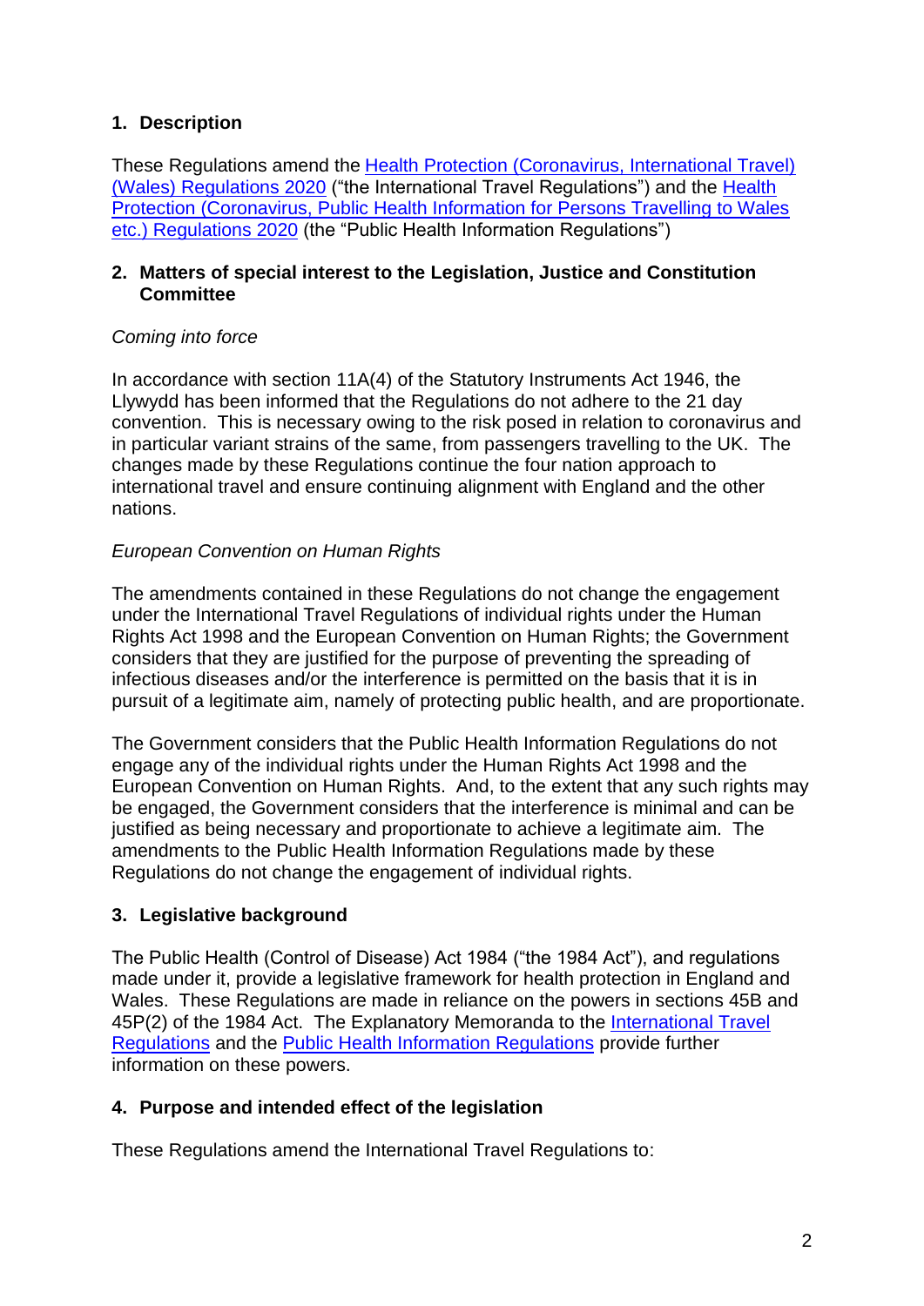## 1. Description

These Regulations amend the Health Protection (Coronavirus, International Travel) (Wales) Regulations 2020 ("the International Travel Regulations") and the Health Protection (Coronavirus, Public Health Information for Persons Travelling to Wales etc.) Regulations 2020 (the "Public Health Information Regulations")

## 2. Matters of special interest to the Legislation, Justice and Constitution Committee

*Coming into force*

In accordance with section 11A(4) of the Statutory Instruments Act 1946, the Llywydd has been informed that the Regulations do not adhere to the 21 day convention. This is necessary owing to the risk posed in relation to coronavirus and in particular variant strains of the same, from passengers travelling to the UK. The changes made by these Regulations continue the four nation approach to international travel and ensure continuing alignment with England and the other nations.

*European Convention on Human Rights*

The amendments contained in these Regulations do not change the engagement under the International Travel Regulations of individual rights under the Human Rights Act 1998 and the European Convention on Human Rights; the Government considers that they are justified for the purpose of preventing the spreading of infectious diseases and/or the interference is permitted on the basis that it is in pursuit of a legitimate aim, namely of protecting public health, and are proportionate.

The Government considers that the Public Health Information Regulations do not engage any of the individual rights under the Human Rights Act 1998 and the European Convention on Human Rights. And, to the extent that any such rights may be engaged, the Government considers that the interference is minimal and can be justified as being necessary and proportionate to achieve a legitimate aim. The amendments to the Public Health Information Regulations made by these Regulations do not change the engagement of individual rights.

## 3. Legislative background

The Public Health (Control of Disease) Act 1984 ("the 1984 Act"), and regulations made under it, provide a legislative framework for health protection in England and Wales. These Regulations are made in reliance on the powers in sections 45B and 45P(2) of the 1984 Act. The Explanatory Memoranda to the International Travel Regulations and the Public Health Information Regulations provide further information on these powers.

## 4. Purpose and intended effect of the legislation

These Regulations amend the International Travel Regulations to: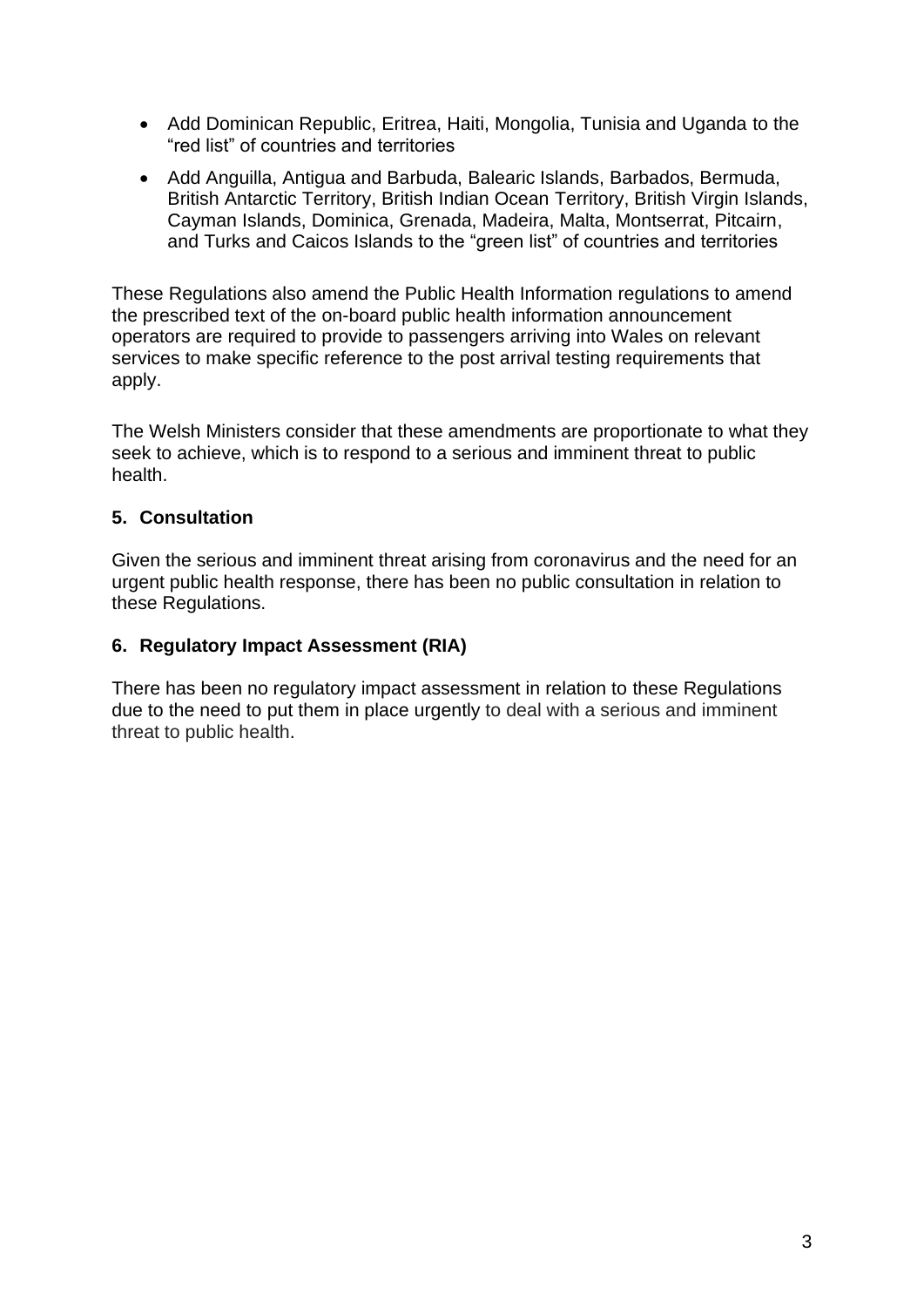- Add Dominican Republic, Eritrea, Haiti, Mongolia, Tunisia and Uganda to the "red list" of countries and territories
- Add Anguilla, Antigua and Barbuda, Balearic Islands, Barbados, Bermuda, British Antarctic Territory, British Indian Ocean Territory, British Virgin Islands, Cayman Islands, Dominica, Grenada, Madeira, Malta, Montserrat, Pitcairn, and Turks and Caicos Islands to the "green list" of countries and territories

These Regulations also amend the Public Health Information regulations to amend the prescribed text of the on-board public health information announcement operators are required to provide to passengers arriving into Wales on relevant services to make specific reference to the post arrival testing requirements that apply.

The Welsh Ministers consider that these amendments are proportionate to what they seek to achieve, which is to respond to a serious and imminent threat to public health.

## 5. Consultation

Given the serious and imminent threat arising from coronavirus and the need for an urgent public health response, there has been no public consultation in relation to these Regulations.

## 6. Regulatory Impact Assessment (RIA)

There has been no regulatory impact assessment in relation to these Regulations due to the need to put them in place urgently to deal with a serious and imminent threat to public health.